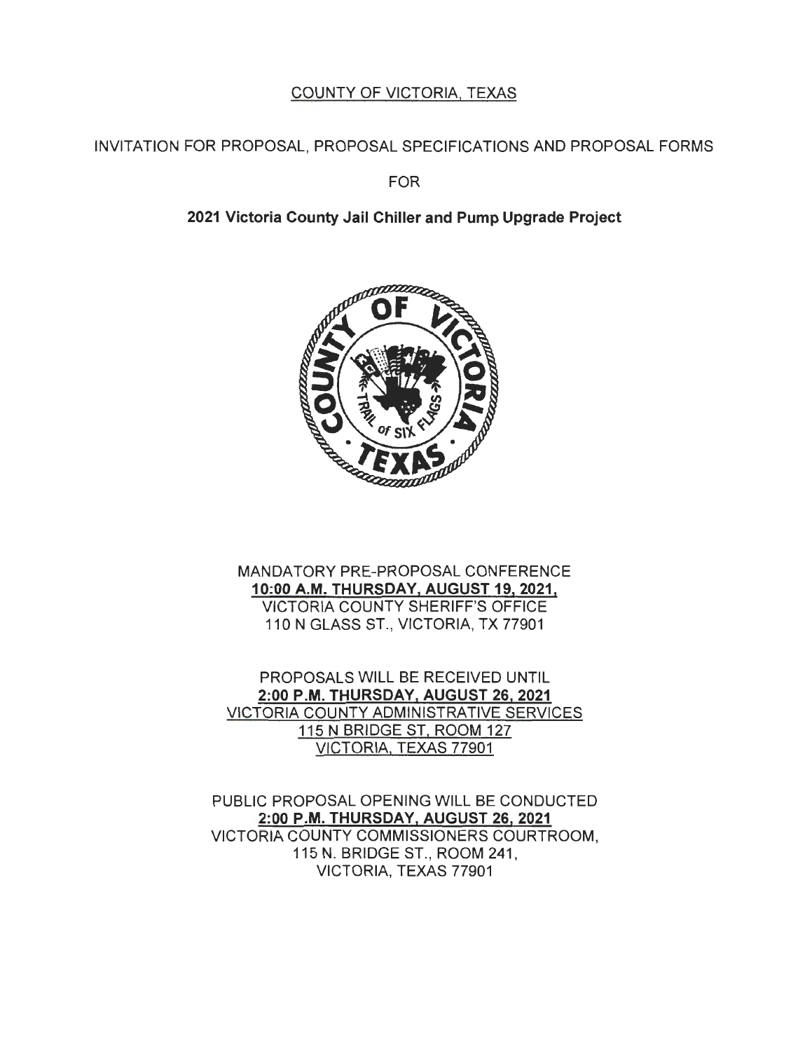COUNTY OF VICTORIA, TEXAS

INVITATION FOR PROPOSAL, PROPOSAL SPECIFICATIONS AND PROPOSAL FORMS

FOR

# 2021 Victoria County Jail Chiller and Pump Upgrade Project

MANDATORY PRE-PROPOSAL CONFERENCE
**10:00 A.M. THURSDAY, AUGUST 19, 2021,**
VICTORIA COUNTY SHERIFF'S OFFICE
110 N GLASS ST., VICTORIA, TX 77901

PROPOSALS WILL BE RECEIVED UNTIL
**2:00 P.M. THURSDAY, AUGUST 26, 2021**
VICTORIA COUNTY ADMINISTRATIVE SERVICES
115 N BRIDGE ST, ROOM 127
VICTORIA, TEXAS 77901

PUBLIC PROPOSAL OPENING WILL BE CONDUCTED
**2:00 P.M. THURSDAY, AUGUST 26, 2021**
VICTORIA COUNTY COMMISSIONERS COURTROOM,
115 N. BRIDGE ST., ROOM 241,
VICTORIA, TEXAS 77901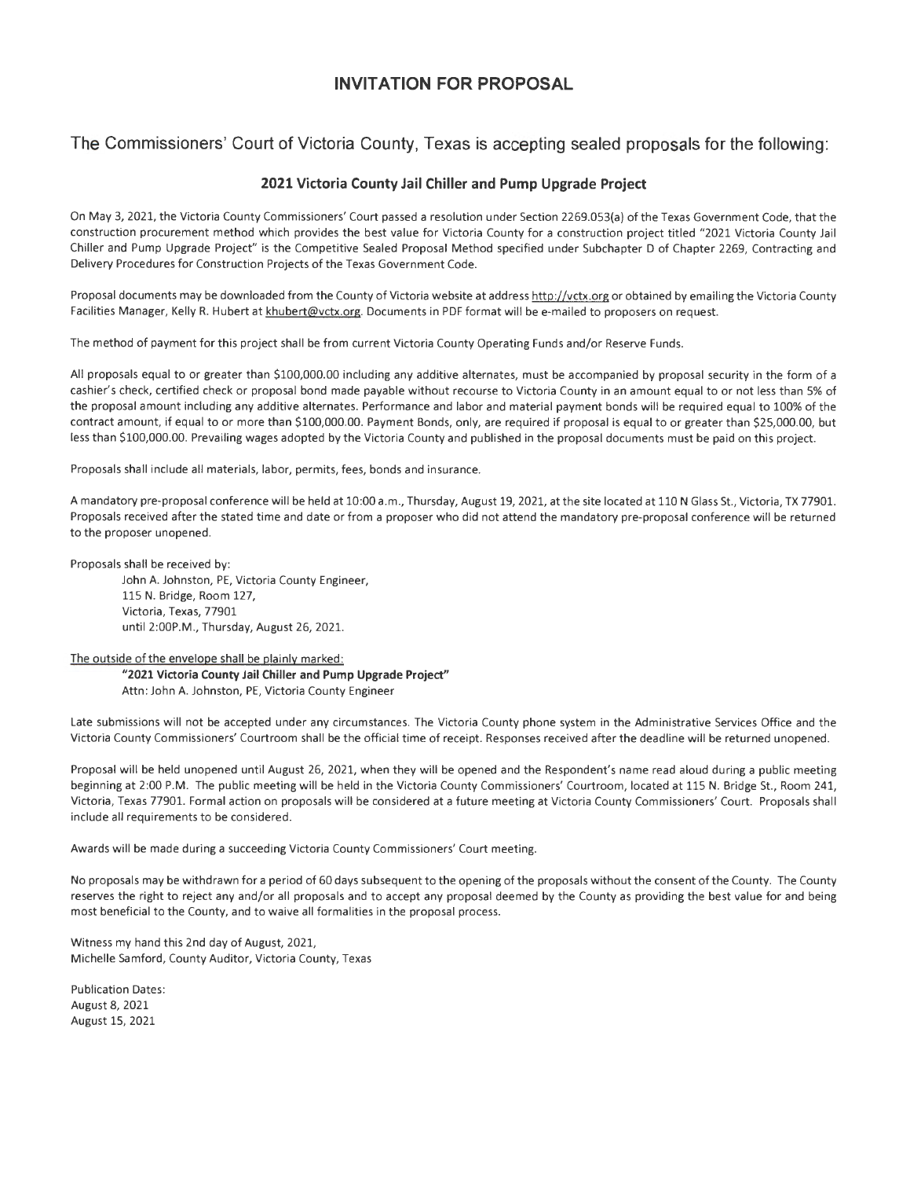# INVITATION FOR PROPOSAL

## The Commissioners' Court of Victoria County, Texas is accepting sealed proposals for the following:

### 2021 Victoria County Jail Chiller and Pump Upgrade Project

On May 3, 2021, the Victoria County Commissioners' Court passed a resolution under Section 2269.053(a) of the Texas Government Code, that the construction procurement method which provides the best value for Victoria County for a construction project titled "2021 Victoria County Jail Chiller and Pump Upgrade Project" is the Competitive Sealed Proposal Method specified under Subchapter D of Chapter 2269, Contracting and Delivery Procedures for Construction Projects of the Texas Government Code.

Proposal documents may be downloaded from the County of Victoria website at address http://vctx.org or obtained by emailing the Victoria County Facilities Manager, Kelly R. Hubert at khubert@vctx.org. Documents in PDF format will be e-mailed to proposers on request.

The method of payment for this project shall be from current Victoria County Operating Funds and/or Reserve Funds.

All proposals equal to or greater than $100,000.00 including any additive alternates, must be accompanied by proposal security in the form of a cashier's check, certified check or proposal bond made payable without recourse to Victoria County in an amount equal to or not less than 5% of the proposal amount including any additive alternates. Performance and labor and material payment bonds will be required equal to 100% of the contract amount, if equal to or more than $100,000.00. Payment Bonds, only, are required if proposal is equal to or greater than $25,000.00, but less than $100,000.00. Prevailing wages adopted by the Victoria County and published in the proposal documents must be paid on this project.

Proposals shall include all materials, labor, permits, fees, bonds and insurance.

A mandatory pre-proposal conference will be held at 10:00 a.m., Thursday, August 19, 2021, at the site located at 110 N Glass St., Victoria, TX 77901. Proposals received after the stated time and date or from a proposer who did not attend the mandatory pre-proposal conference will be returned to the proposer unopened.

Proposals shall be received by:

John A. Johnston, PE, Victoria County Engineer,
115 N. Bridge, Room 127,
Victoria, Texas, 77901
until 2:00P.M., Thursday, August 26, 2021.

The outside of the envelope shall be plainly marked:

**"2021 Victoria County Jail Chiller and Pump Upgrade Project"**
Attn: John A. Johnston, PE, Victoria County Engineer

Late submissions will not be accepted under any circumstances. The Victoria County phone system in the Administrative Services Office and the Victoria County Commissioners' Courtroom shall be the official time of receipt. Responses received after the deadline will be returned unopened.

Proposal will be held unopened until August 26, 2021, when they will be opened and the Respondent's name read aloud during a public meeting beginning at 2:00 P.M. The public meeting will be held in the Victoria County Commissioners' Courtroom, located at 115 N. Bridge St., Room 241, Victoria, Texas 77901. Formal action on proposals will be considered at a future meeting at Victoria County Commissioners' Court. Proposals shall include all requirements to be considered.

Awards will be made during a succeeding Victoria County Commissioners' Court meeting.

No proposals may be withdrawn for a period of 60 days subsequent to the opening of the proposals without the consent of the County. The County reserves the right to reject any and/or all proposals and to accept any proposal deemed by the County as providing the best value for and being most beneficial to the County, and to waive all formalities in the proposal process.

Witness my hand this 2nd day of August, 2021,
Michelle Samford, County Auditor, Victoria County, Texas

Publication Dates:
August 8, 2021
August 15, 2021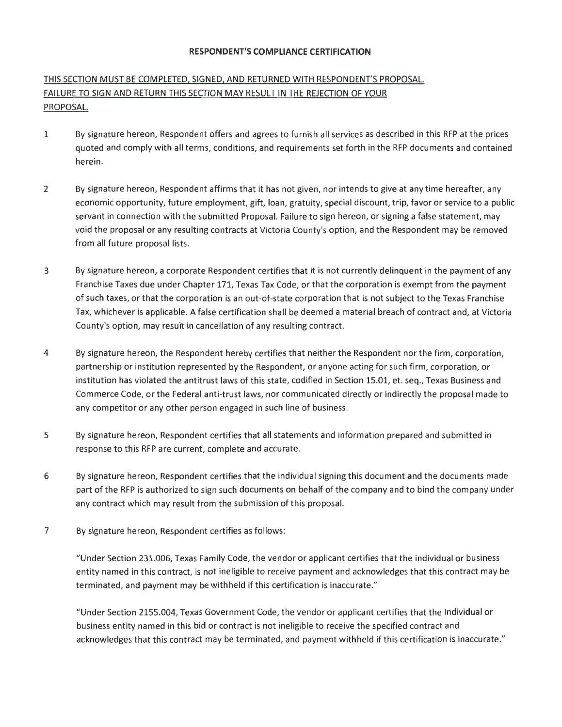**RESPONDENT'S COMPLIANCE CERTIFICATION**

<u>THIS SECTION MUST BE COMPLETED, SIGNED, AND RETURNED WITH RESPONDENT'S PROPOSAL. FAILURE TO SIGN AND RETURN THIS SECTION MAY RESULT IN THE REJECTION OF YOUR PROPOSAL.</u>

1. By signature hereon, Respondent offers and agrees to furnish all services as described in this RFP at the prices quoted and comply with all terms, conditions, and requirements set forth in the RFP documents and contained herein.

2. By signature hereon, Respondent affirms that it has not given, nor intends to give at any time hereafter, any economic opportunity, future employment, gift, loan, gratuity, special discount, trip, favor or service to a public servant in connection with the submitted Proposal. Failure to sign hereon, or signing a false statement, may void the proposal or any resulting contracts at Victoria County's option, and the Respondent may be removed from all future proposal lists.

3. By signature hereon, a corporate Respondent certifies that it is not currently delinquent in the payment of any Franchise Taxes due under Chapter 171, Texas Tax Code, or that the corporation is exempt from the payment of such taxes, or that the corporation is an out-of-state corporation that is not subject to the Texas Franchise Tax, whichever is applicable. A false certification shall be deemed a material breach of contract and, at Victoria County's option, may result in cancellation of any resulting contract.

4. By signature hereon, the Respondent hereby certifies that neither the Respondent nor the firm, corporation, partnership or institution represented by the Respondent, or anyone acting for such firm, corporation, or institution has violated the antitrust laws of this state, codified in Section 15.01, et. seq., Texas Business and Commerce Code, or the Federal anti-trust laws, nor communicated directly or indirectly the proposal made to any competitor or any other person engaged in such line of business.

5. By signature hereon, Respondent certifies that all statements and information prepared and submitted in response to this RFP are current, complete and accurate.

6. By signature hereon, Respondent certifies that the individual signing this document and the documents made part of the RFP is authorized to sign such documents on behalf of the company and to bind the company under any contract which may result from the submission of this proposal.

7. By signature hereon, Respondent certifies as follows:

   "Under Section 231.006, Texas Family Code, the vendor or applicant certifies that the individual or business entity named in this contract, is not ineligible to receive payment and acknowledges that this contract may be terminated, and payment may be withheld if this certification is inaccurate."

   "Under Section 2155.004, Texas Government Code, the vendor or applicant certifies that the individual or business entity named in this bid or contract is not ineligible to receive the specified contract and acknowledges that this contract may be terminated, and payment withheld if this certification is inaccurate."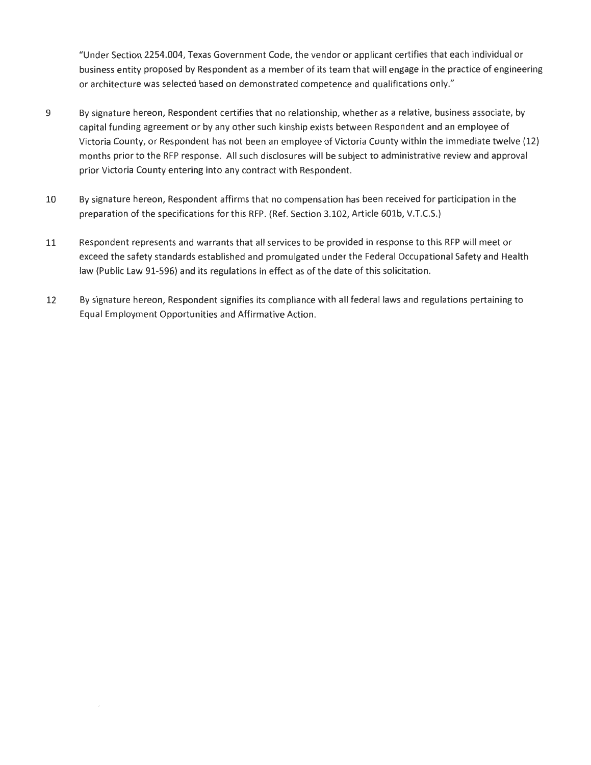"Under Section 2254.004, Texas Government Code, the vendor or applicant certifies that each individual or business entity proposed by Respondent as a member of its team that will engage in the practice of engineering or architecture was selected based on demonstrated competence and qualifications only."

9 By signature hereon, Respondent certifies that no relationship, whether as a relative, business associate, by capital funding agreement or by any other such kinship exists between Respondent and an employee of Victoria County, or Respondent has not been an employee of Victoria County within the immediate twelve (12) months prior to the RFP response. All such disclosures will be subject to administrative review and approval prior Victoria County entering into any contract with Respondent.

10 By signature hereon, Respondent affirms that no compensation has been received for participation in the preparation of the specifications for this RFP. (Ref. Section 3.102, Article 601b, V.T.C.S.)

11 Respondent represents and warrants that all services to be provided in response to this RFP will meet or exceed the safety standards established and promulgated under the Federal Occupational Safety and Health law (Public Law 91-596) and its regulations in effect as of the date of this solicitation.

12 By signature hereon, Respondent signifies its compliance with all federal laws and regulations pertaining to Equal Employment Opportunities and Affirmative Action.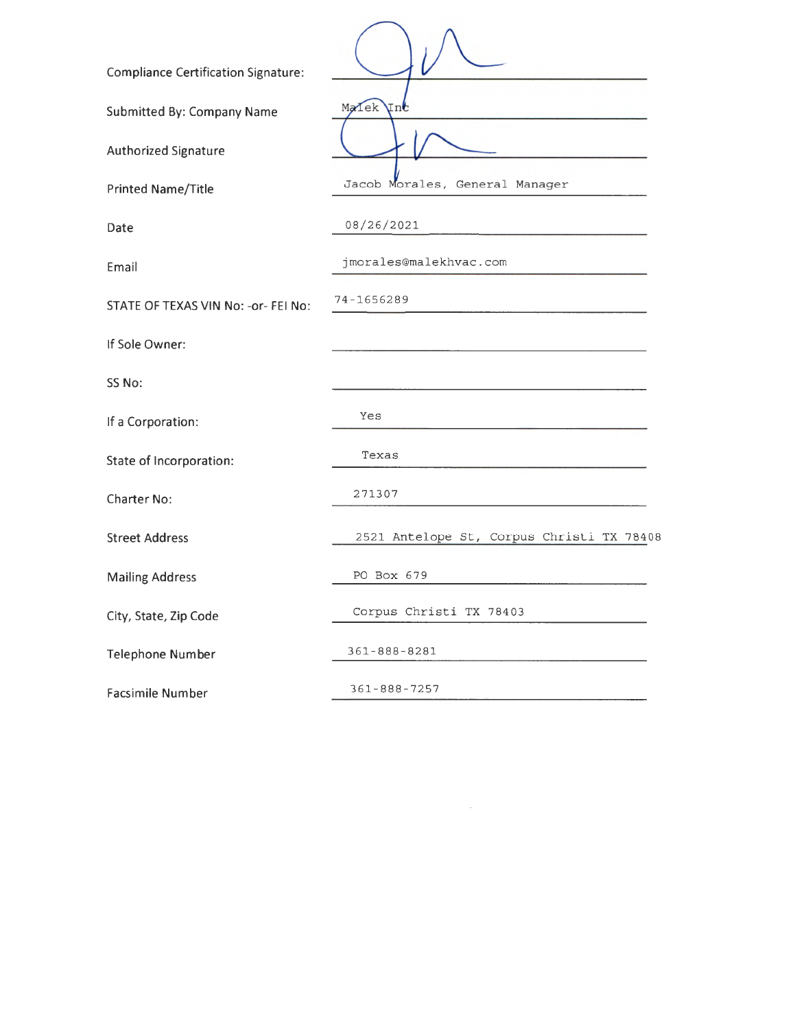| | |
|---|---|
| Compliance Certification Signature: | *(signature)* |
| Submitted By: Company Name | Malek Inc |
| Authorized Signature | *(signature)* |
| Printed Name/Title | Jacob Morales, General Manager |
| Date | 08/26/2021 |
| Email | jmorales@malekhvac.com |
| STATE OF TEXAS VIN No: -or- FEI No: | 74-1656289 |
| If Sole Owner: | |
| SS No: | |
| If a Corporation: | Yes |
| State of Incorporation: | Texas |
| Charter No: | 271307 |
| Street Address | 2521 Antelope St, Corpus Christi TX 78408 |
| Mailing Address | PO Box 679 |
| City, State, Zip Code | Corpus Christi TX 78403 |
| Telephone Number | 361-888-8281 |
| Facsimile Number | 361-888-7257 |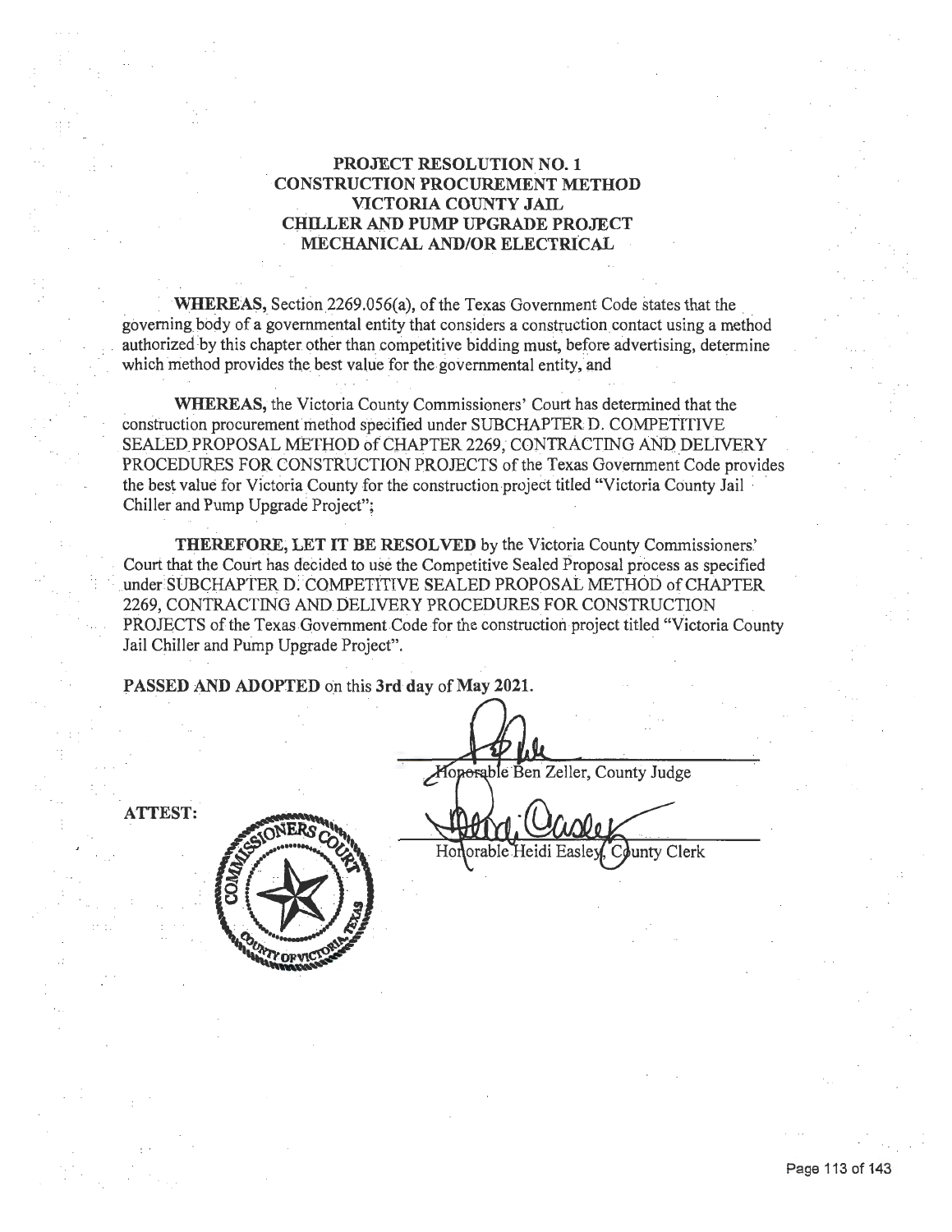# PROJECT RESOLUTION NO. 1
# CONSTRUCTION PROCUREMENT METHOD
# VICTORIA COUNTY JAIL
# CHILLER AND PUMP UPGRADE PROJECT
# MECHANICAL AND/OR ELECTRICAL

**WHEREAS,** Section 2269.056(a), of the Texas Government Code states that the governing body of a governmental entity that considers a construction contact using a method authorized by this chapter other than competitive bidding must, before advertising, determine which method provides the best value for the governmental entity, and

**WHEREAS,** the Victoria County Commissioners' Court has determined that the construction procurement method specified under SUBCHAPTER D. COMPETITIVE SEALED PROPOSAL METHOD of CHAPTER 2269, CONTRACTING AND DELIVERY PROCEDURES FOR CONSTRUCTION PROJECTS of the Texas Government Code provides the best value for Victoria County for the construction project titled "Victoria County Jail Chiller and Pump Upgrade Project";

**THEREFORE, LET IT BE RESOLVED** by the Victoria County Commissioners' Court that the Court has decided to use the Competitive Sealed Proposal process as specified under SUBCHAPTER D. COMPETITIVE SEALED PROPOSAL METHOD of CHAPTER 2269, CONTRACTING AND DELIVERY PROCEDURES FOR CONSTRUCTION PROJECTS of the Texas Government Code for the construction project titled "Victoria County Jail Chiller and Pump Upgrade Project".

**PASSED AND ADOPTED** on this **3rd day of May 2021.**

Honorable Ben Zeller, County Judge

**ATTEST:**

Honorable Heidi Easley, County Clerk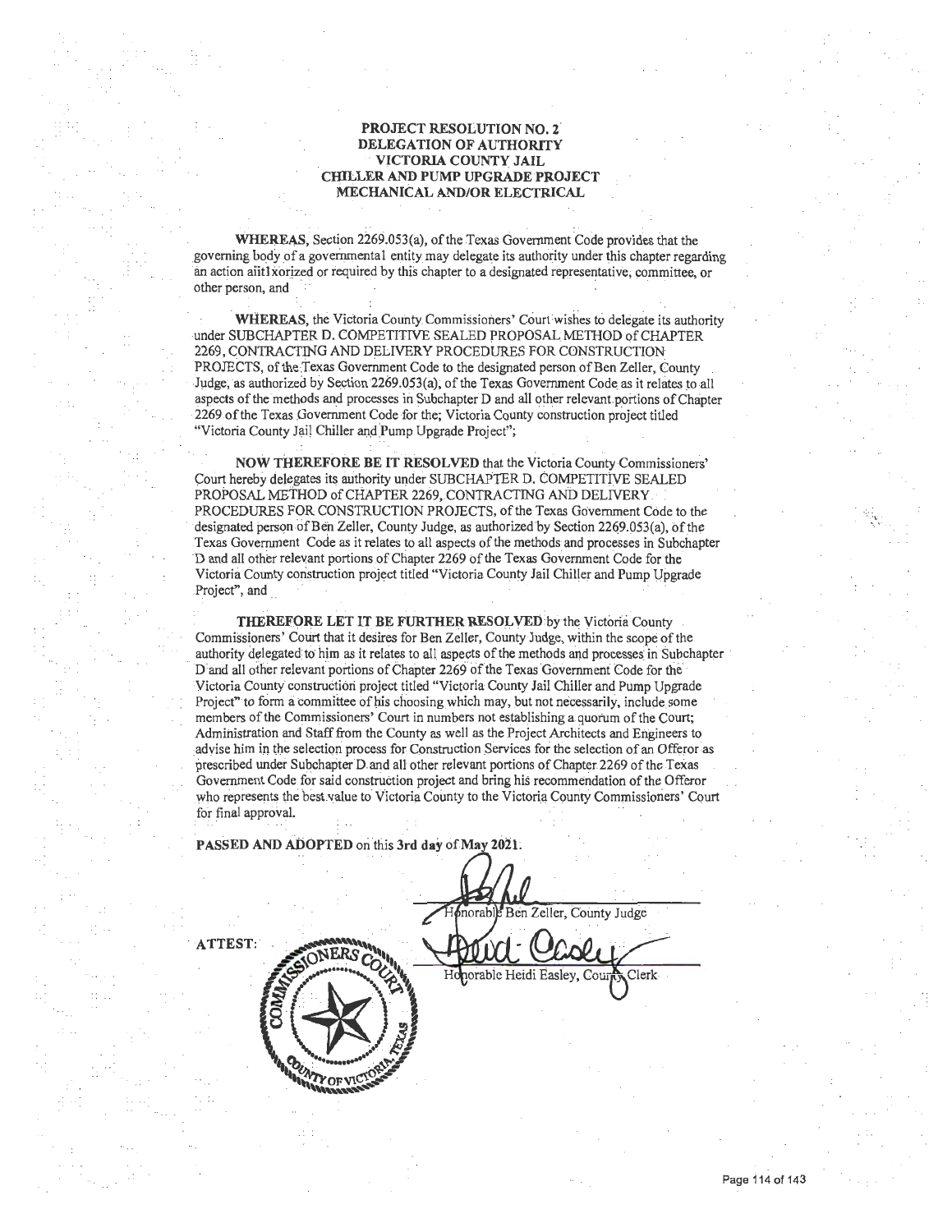**PROJECT RESOLUTION NO. 2**
**DELEGATION OF AUTHORITY**
**VICTORIA COUNTY JAIL**
**CHILLER AND PUMP UPGRADE PROJECT**
**MECHANICAL AND/OR ELECTRICAL**

**WHEREAS**, Section 2269.053(a), of the Texas Government Code provides that the governing body of a governmental entity may delegate its authority under this chapter regarding an action authorized or required by this chapter to a designated representative, committee, or other person, and

**WHEREAS**, the Victoria County Commissioners' Court wishes to delegate its authority under SUBCHAPTER D. COMPETITIVE SEALED PROPOSAL METHOD of CHAPTER 2269, CONTRACTING AND DELIVERY PROCEDURES FOR CONSTRUCTION PROJECTS, of the Texas Government Code to the designated person of Ben Zeller, County Judge, as authorized by Section 2269.053(a), of the Texas Government Code as it relates to all aspects of the methods and processes in Subchapter D and all other relevant portions of Chapter 2269 of the Texas Government Code for the; Victoria County construction project titled "Victoria County Jail Chiller and Pump Upgrade Project";

**NOW THEREFORE BE IT RESOLVED** that the Victoria County Commissioners' Court hereby delegates its authority under SUBCHAPTER D. COMPETITIVE SEALED PROPOSAL METHOD of CHAPTER 2269, CONTRACTING AND DELIVERY PROCEDURES FOR CONSTRUCTION PROJECTS, of the Texas Government Code to the designated person of Ben Zeller, County Judge, as authorized by Section 2269.053(a), of the Texas Government Code as it relates to all aspects of the methods and processes in Subchapter D and all other relevant portions of Chapter 2269 of the Texas Government Code for the Victoria County construction project titled "Victoria County Jail Chiller and Pump Upgrade Project", and

**THEREFORE LET IT BE FURTHER RESOLVED** by the Victoria County Commissioners' Court that it desires for Ben Zeller, County Judge, within the scope of the authority delegated to him as it relates to all aspects of the methods and processes in Subchapter D and all other relevant portions of Chapter 2269 of the Texas Government Code for the Victoria County construction project titled "Victoria County Jail Chiller and Pump Upgrade Project" to form a committee of his choosing which may, but not necessarily, include some members of the Commissioners' Court in numbers not establishing a quorum of the Court; Administration and Staff from the County as well as the Project Architects and Engineers to advise him in the selection process for Construction Services for the selection of an Offeror as prescribed under Subchapter D and all other relevant portions of Chapter 2269 of the Texas Government Code for said construction project and bring his recommendation of the Offeror who represents the best value to Victoria County to the Victoria County Commissioners' Court for final approval.

**PASSED AND ADOPTED** on this **3rd day** of **May 2021**.

Honorable Ben Zeller, County Judge

ATTEST:

Honorable Heidi Easley, County Clerk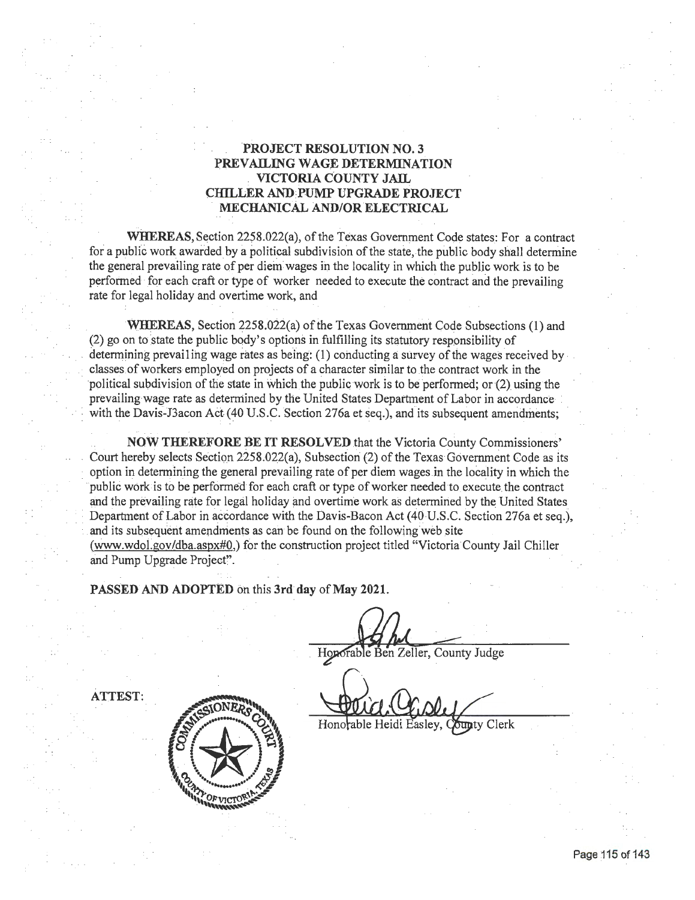# PROJECT RESOLUTION NO. 3
# PREVAILING WAGE DETERMINATION
# VICTORIA COUNTY JAIL
# CHILLER AND PUMP UPGRADE PROJECT
# MECHANICAL AND/OR ELECTRICAL

**WHEREAS,** Section 2258.022(a), of the Texas Government Code states: For a contract for a public work awarded by a political subdivision of the state, the public body shall determine the general prevailing rate of per diem wages in the locality in which the public work is to be performed for each craft or type of worker needed to execute the contract and the prevailing rate for legal holiday and overtime work, and

**WHEREAS,** Section 2258.022(a) of the Texas Government Code Subsections (1) and (2) go on to state the public body's options in fulfilling its statutory responsibility of determining prevailing wage rates as being: (1) conducting a survey of the wages received by classes of workers employed on projects of a character similar to the contract work in the political subdivision of the state in which the public work is to be performed; or (2) using the prevailing wage rate as determined by the United States Department of Labor in accordance with the Davis-J3acon Act (40 U.S.C. Section 276a et seq.), and its subsequent amendments;

**NOW THEREFORE BE IT RESOLVED** that the Victoria County Commissioners' Court hereby selects Section 2258.022(a), Subsection (2) of the Texas Government Code as its option in determining the general prevailing rate of per diem wages in the locality in which the public work is to be performed for each craft or type of worker needed to execute the contract and the prevailing rate for legal holiday and overtime work as determined by the United States Department of Labor in accordance with the Davis-Bacon Act (40 U.S.C. Section 276a et seq.), and its subsequent amendments as can be found on the following web site (www.wdol.gov/dba.aspx#0,) for the construction project titled "Victoria County Jail Chiller and Pump Upgrade Project".

**PASSED AND ADOPTED** on this **3rd day** of **May 2021.**

Honorable Ben Zeller, County Judge

ATTEST:

Honorable Heidi Easley, County Clerk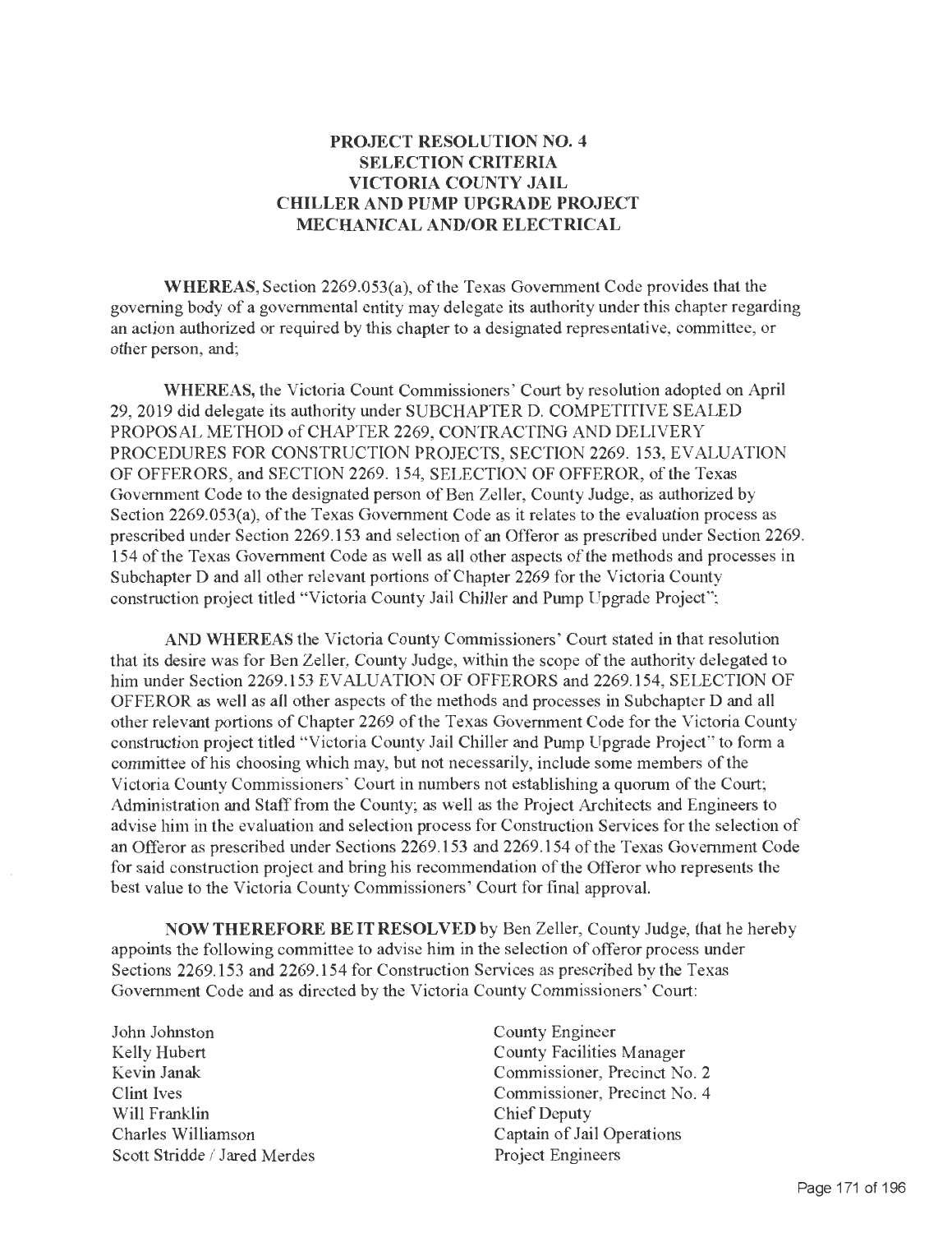# PROJECT RESOLUTION NO. 4
## SELECTION CRITERIA
## VICTORIA COUNTY JAIL
## CHILLER AND PUMP UPGRADE PROJECT
## MECHANICAL AND/OR ELECTRICAL

**WHEREAS,** Section 2269.053(a), of the Texas Government Code provides that the governing body of a governmental entity may delegate its authority under this chapter regarding an action authorized or required by this chapter to a designated representative, committee, or other person, and;

**WHEREAS,** the Victoria Count Commissioners' Court by resolution adopted on April 29, 2019 did delegate its authority under SUBCHAPTER D. COMPETITIVE SEALED PROPOSAL METHOD of CHAPTER 2269, CONTRACTING AND DELIVERY PROCEDURES FOR CONSTRUCTION PROJECTS, SECTION 2269. 153, EVALUATION OF OFFERORS, and SECTION 2269. 154, SELECTION OF OFFEROR, of the Texas Government Code to the designated person of Ben Zeller, County Judge, as authorized by Section 2269.053(a), of the Texas Government Code as it relates to the evaluation process as prescribed under Section 2269.153 and selection of an Offeror as prescribed under Section 2269. 154 of the Texas Government Code as well as all other aspects of the methods and processes in Subchapter D and all other relevant portions of Chapter 2269 for the Victoria County construction project titled "Victoria County Jail Chiller and Pump Upgrade Project";

**AND WHEREAS** the Victoria County Commissioners' Court stated in that resolution that its desire was for Ben Zeller, County Judge, within the scope of the authority delegated to him under Section 2269.153 EVALUATION OF OFFERORS and 2269.154, SELECTION OF OFFEROR as well as all other aspects of the methods and processes in Subchapter D and all other relevant portions of Chapter 2269 of the Texas Government Code for the Victoria County construction project titled "Victoria County Jail Chiller and Pump Upgrade Project" to form a committee of his choosing which may, but not necessarily, include some members of the Victoria County Commissioners' Court in numbers not establishing a quorum of the Court; Administration and Staff from the County; as well as the Project Architects and Engineers to advise him in the evaluation and selection process for Construction Services for the selection of an Offeror as prescribed under Sections 2269.153 and 2269.154 of the Texas Government Code for said construction project and bring his recommendation of the Offeror who represents the best value to the Victoria County Commissioners' Court for final approval.

**NOW THEREFORE BE IT RESOLVED** by Ben Zeller, County Judge, that he hereby appoints the following committee to advise him in the selection of offeror process under Sections 2269.153 and 2269.154 for Construction Services as prescribed by the Texas Government Code and as directed by the Victoria County Commissioners' Court:

| | |
|---|---|
| John Johnston | County Engineer |
| Kelly Hubert | County Facilities Manager |
| Kevin Janak | Commissioner, Precinct No. 2 |
| Clint Ives | Commissioner, Precinct No. 4 |
| Will Franklin | Chief Deputy |
| Charles Williamson | Captain of Jail Operations |
| Scott Stridde / Jared Merdes | Project Engineers |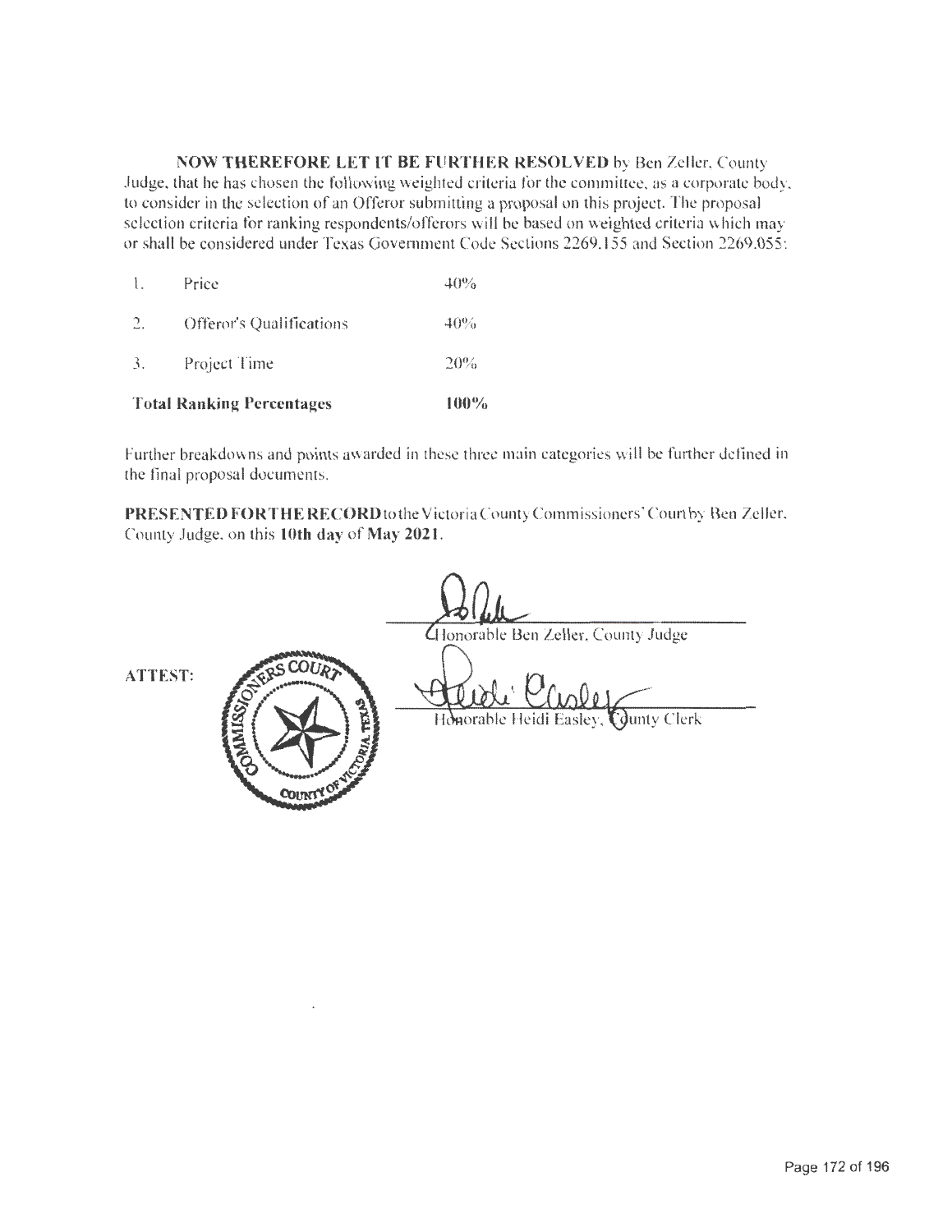**NOW THEREFORE LET IT BE FURTHER RESOLVED** by Ben Zeller, County Judge, that he has chosen the following weighted criteria for the committee, as a corporate body, to consider in the selection of an Offeror submitting a proposal on this project. The proposal selection criteria for ranking respondents/offerors will be based on weighted criteria which may or shall be considered under Texas Government Code Sections 2269.155 and Section 2269.055:

| | | |
|---|---|---|
| 1. | Price | 40% |
| 2. | Offeror's Qualifications | 40% |
| 3. | Project Time | 20% |
| **Total Ranking Percentages** | | **100%** |

Further breakdowns and points awarded in these three main categories will be further defined in the final proposal documents.

**PRESENTED FOR THE RECORD** to the Victoria County Commissioners' Court by Ben Zeller, County Judge, on this **10th day** of **May 2021**.

Honorable Ben Zeller, County Judge

**ATTEST:**

COMMISSIONERS COURT COUNTY OF VICTORIA, TEXAS

Honorable Heidi Easley, County Clerk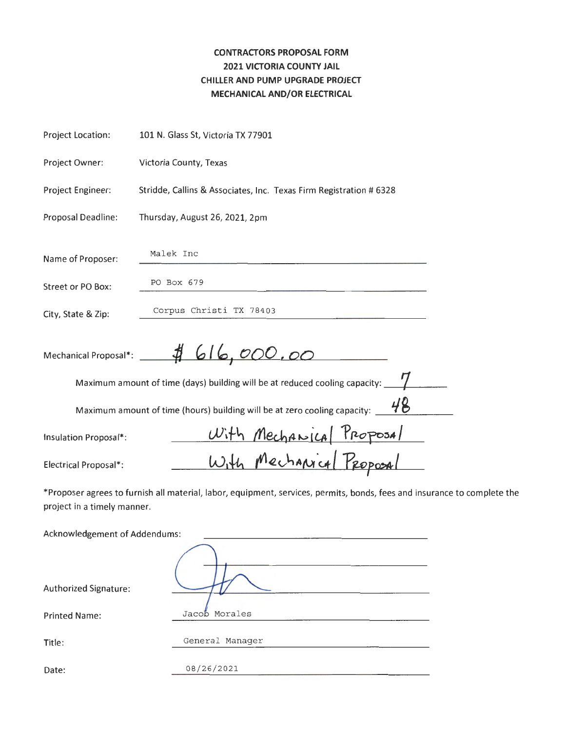# CONTRACTORS PROPOSAL FORM
## 2021 VICTORIA COUNTY JAIL
## CHILLER AND PUMP UPGRADE PROJECT
## MECHANICAL AND/OR ELECTRICAL

Project Location: 101 N. Glass St, Victoria TX 77901

Project Owner: Victoria County, Texas

Project Engineer: Stridde, Callins & Associates, Inc. Texas Firm Registration # 6328

Proposal Deadline: Thursday, August 26, 2021, 2pm

Name of Proposer: Malek Inc

Street or PO Box: PO Box 679

City, State & Zip: Corpus Christi TX 78403

Mechanical Proposal*: $ 616,000.00

Maximum amount of time (days) building will be at reduced cooling capacity: 7

Maximum amount of time (hours) building will be at zero cooling capacity: 48

Insulation Proposal*: With Mechanical Proposal

Electrical Proposal*: With Mechanical Proposal

*Proposer agrees to furnish all material, labor, equipment, services, permits, bonds, fees and insurance to complete the project in a timely manner.

Acknowledgement of Addendums: ______________________

Authorized Signature: [signature]

Printed Name: Jacob Morales

Title: General Manager

Date: 08/26/2021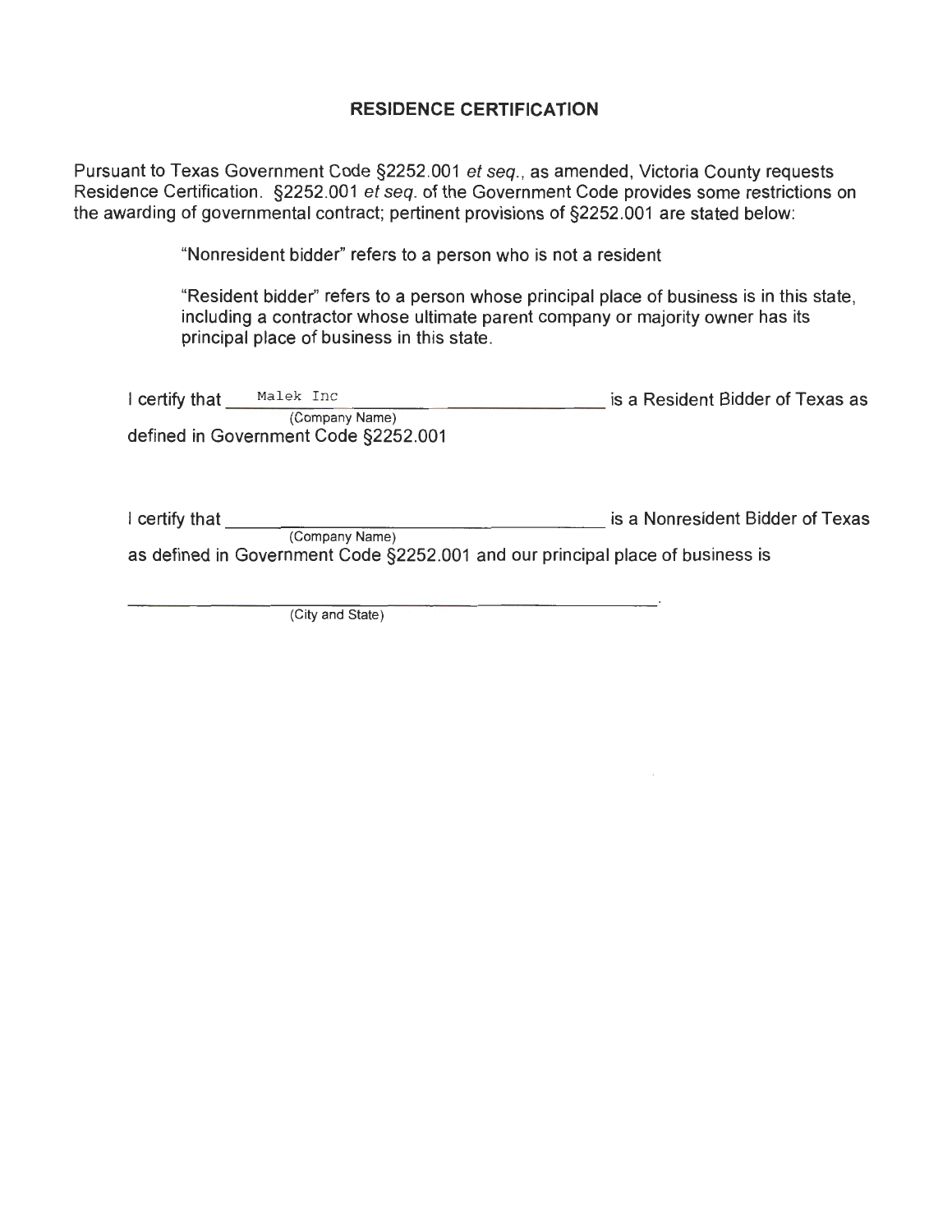## RESIDENCE CERTIFICATION

Pursuant to Texas Government Code §2252.001 *et seq.*, as amended, Victoria County requests Residence Certification. §2252.001 *et seq.* of the Government Code provides some restrictions on the awarding of governmental contract; pertinent provisions of §2252.001 are stated below:

> "Nonresident bidder" refers to a person who is not a resident
>
> "Resident bidder" refers to a person whose principal place of business is in this state, including a contractor whose ultimate parent company or majority owner has its principal place of business in this state.

I certify that \_\_\_Malek Inc\_\_\_ (Company Name) is a Resident Bidder of Texas as defined in Government Code §2252.001

I certify that \_\_\_\_\_\_\_\_\_\_\_\_\_\_\_\_ (Company Name) is a Nonresident Bidder of Texas as defined in Government Code §2252.001 and our principal place of business is

\_\_\_\_\_\_\_\_\_\_\_\_\_\_\_\_\_\_\_\_\_\_\_\_\_\_\_\_\_\_\_\_.
(City and State)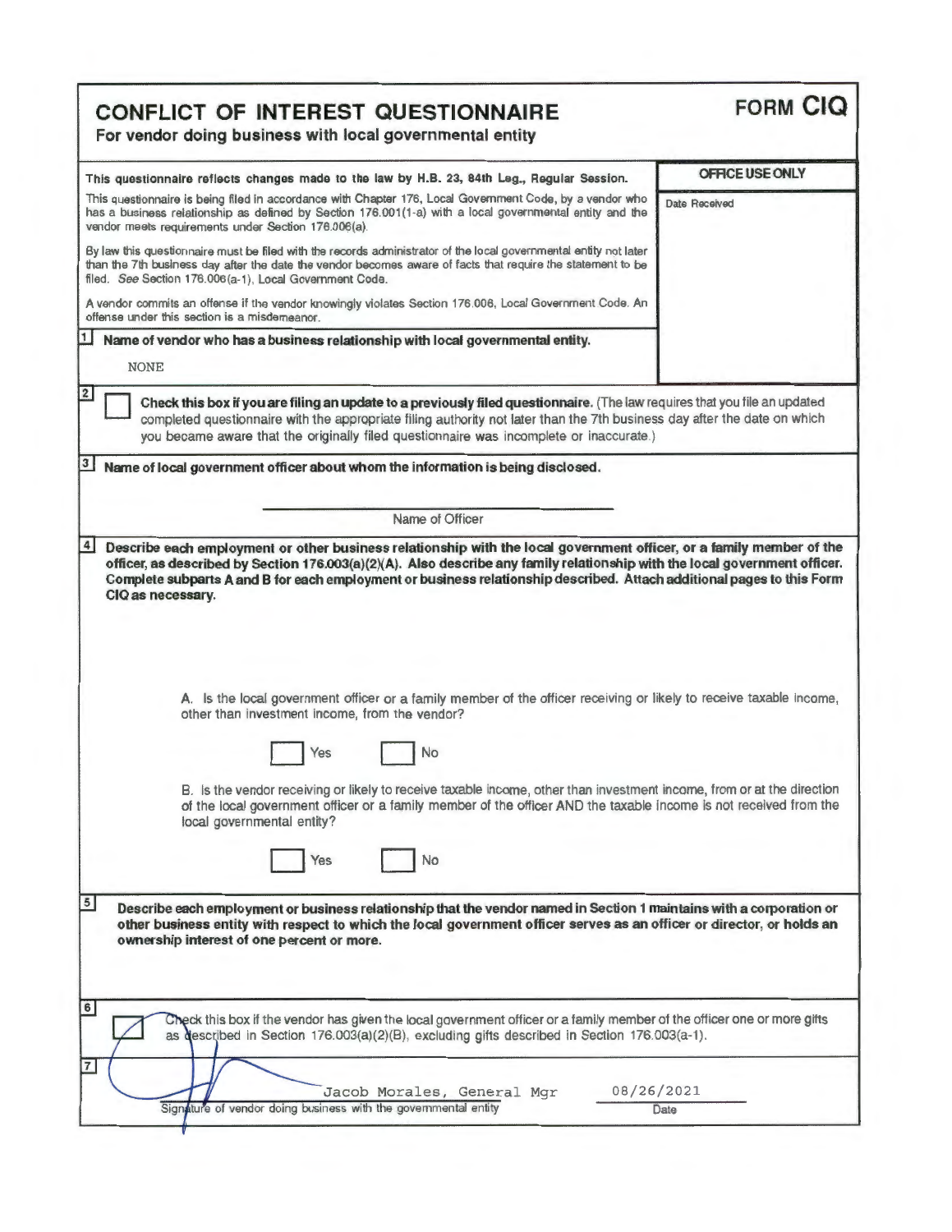# CONFLICT OF INTEREST QUESTIONNAIRE

**For vendor doing business with local governmental entity**

**FORM CIQ**

**This questionnaire reflects changes made to the law by H.B. 23, 84th Leg., Regular Session.**

This questionnaire is being filed in accordance with Chapter 176, Local Government Code, by a vendor who has a business relationship as defined by Section 176.001(1-a) with a local governmental entity and the vendor meets requirements under Section 176.006(a).

By law this questionnaire must be filed with the records administrator of the local governmental entity not later than the 7th business day after the date the vendor becomes aware of facts that require the statement to be filed. *See* Section 176.006(a-1), Local Government Code.

A vendor commits an offense if the vendor knowingly violates Section 176.006, Local Government Code. An offense under this section is a misdemeanor.

**OFFICE USE ONLY**

Date Received

**1** **Name of vendor who has a business relationship with local governmental entity.**

NONE

**2** ☐ **Check this box if you are filing an update to a previously filed questionnaire.** (The law requires that you file an updated completed questionnaire with the appropriate filing authority not later than the 7th business day after the date on which you became aware that the originally filed questionnaire was incomplete or inaccurate.)

**3** **Name of local government officer about whom the information is being disclosed.**

\_\_\_\_\_\_\_\_\_\_\_\_\_\_\_\_\_\_\_\_\_\_\_\_\_\_\_\_

Name of Officer

**4** **Describe each employment or other business relationship with the local government officer, or a family member of the officer, as described by Section 176.003(a)(2)(A). Also describe any family relationship with the local government officer. Complete subparts A and B for each employment or business relationship described. Attach additional pages to this Form CIQ as necessary.**

A. Is the local government officer or a family member of the officer receiving or likely to receive taxable income, other than investment income, from the vendor?

☐ Yes ☐ No

B. Is the vendor receiving or likely to receive taxable income, other than investment income, from or at the direction of the local government officer or a family member of the officer AND the taxable income is not received from the local governmental entity?

☐ Yes ☐ No

**5** **Describe each employment or business relationship that the vendor named in Section 1 maintains with a corporation or other business entity with respect to which the local government officer serves as an officer or director, or holds an ownership interest of one percent or more.**

**6** ☐ Check this box if the vendor has given the local government officer or a family member of the officer one or more gifts as described in Section 176.003(a)(2)(B), excluding gifts described in Section 176.003(a-1).

**7** Jacob Morales, General Mgr — 08/26/2021

Signature of vendor doing business with the governmental entity — Date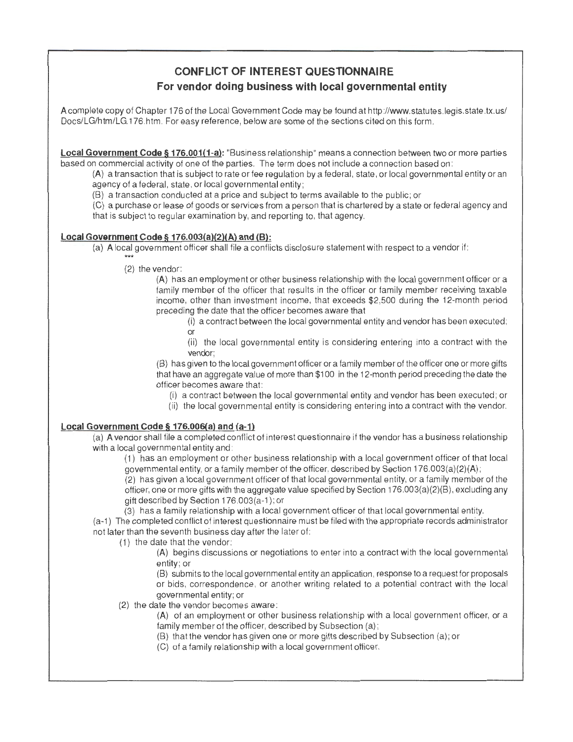# CONFLICT OF INTEREST QUESTIONNAIRE

## For vendor doing business with local governmental entity

A complete copy of Chapter 176 of the Local Government Code may be found at http://www.statutes.legis.state.tx.us/Docs/LG/htm/LG.176.htm. For easy reference, below are some of the sections cited on this form.

**Local Government Code § 176.001(1-a):** "Business relationship" means a connection between two or more parties based on commercial activity of one of the parties. The term does not include a connection based on:

(A) a transaction that is subject to rate or fee regulation by a federal, state, or local governmental entity or an agency of a federal, state, or local governmental entity;

(B) a transaction conducted at a price and subject to terms available to the public; or

(C) a purchase or lease of goods or services from a person that is chartered by a state or federal agency and that is subject to regular examination by, and reporting to, that agency.

**Local Government Code § 176.003(a)(2)(A) and (B):**

(a) A local government officer shall file a conflicts disclosure statement with respect to a vendor if:

\*\*\*

(2) the vendor:

(A) has an employment or other business relationship with the local government officer or a family member of the officer that results in the officer or family member receiving taxable income, other than investment income, that exceeds $2,500 during the 12-month period preceding the date that the officer becomes aware that

(i) a contract between the local governmental entity and vendor has been executed; or

(ii) the local governmental entity is considering entering into a contract with the vendor;

(B) has given to the local government officer or a family member of the officer one or more gifts that have an aggregate value of more than $100 in the 12-month period preceding the date the officer becomes aware that:

(i) a contract between the local governmental entity and vendor has been executed; or

(ii) the local governmental entity is considering entering into a contract with the vendor.

**Local Government Code § 176.006(a) and (a-1)**

(a) A vendor shall file a completed conflict of interest questionnaire if the vendor has a business relationship with a local governmental entity and:

(1) has an employment or other business relationship with a local government officer of that local governmental entity, or a family member of the officer, described by Section 176.003(a)(2)(A);

(2) has given a local government officer of that local governmental entity, or a family member of the officer, one or more gifts with the aggregate value specified by Section 176.003(a)(2)(B), excluding any gift described by Section 176.003(a-1); or

(3) has a family relationship with a local government officer of that local governmental entity.

(a-1) The completed conflict of interest questionnaire must be filed with the appropriate records administrator not later than the seventh business day after the later of:

(1) the date that the vendor:

(A) begins discussions or negotiations to enter into a contract with the local governmental entity; or

(B) submits to the local governmental entity an application, response to a request for proposals or bids, correspondence, or another writing related to a potential contract with the local governmental entity; or

(2) the date the vendor becomes aware:

(A) of an employment or other business relationship with a local government officer, or a family member of the officer, described by Subsection (a);

(B) that the vendor has given one or more gifts described by Subsection (a); or

(C) of a family relationship with a local government officer.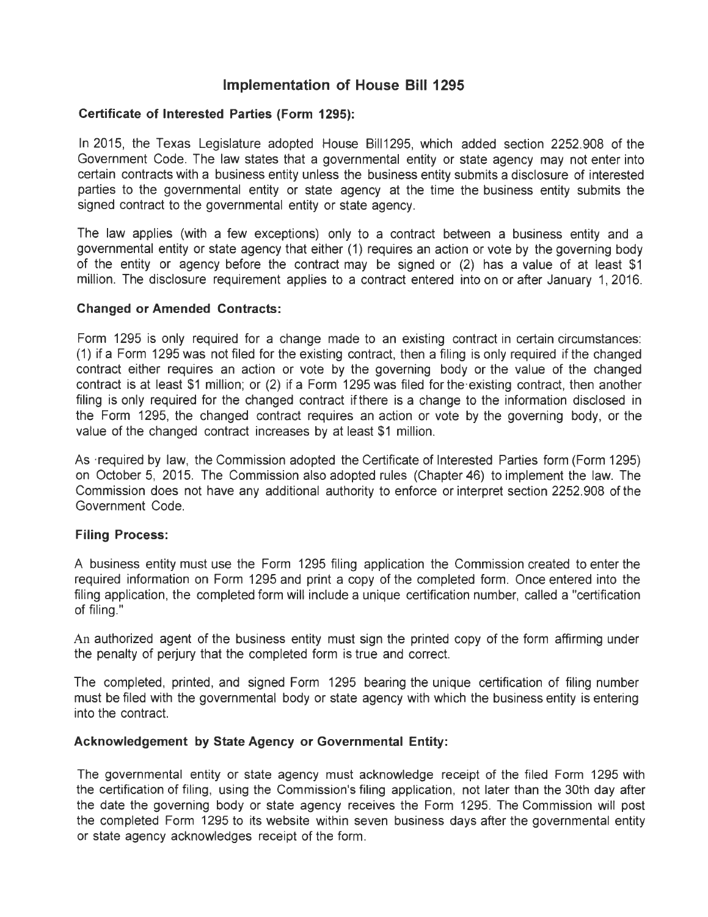# Implementation of House Bill 1295

**Certificate of Interested Parties (Form 1295):**

In 2015, the Texas Legislature adopted House Bill1295, which added section 2252.908 of the Government Code. The law states that a governmental entity or state agency may not enter into certain contracts with a business entity unless the business entity submits a disclosure of interested parties to the governmental entity or state agency at the time the business entity submits the signed contract to the governmental entity or state agency.

The law applies (with a few exceptions) only to a contract between a business entity and a governmental entity or state agency that either (1) requires an action or vote by the governing body of the entity or agency before the contract may be signed or (2) has a value of at least $1 million. The disclosure requirement applies to a contract entered into on or after January 1, 2016.

**Changed or Amended Contracts:**

Form 1295 is only required for a change made to an existing contract in certain circumstances: (1) if a Form 1295 was not filed for the existing contract, then a filing is only required if the changed contract either requires an action or vote by the governing body or the value of the changed contract is at least $1 million; or (2) if a Form 1295 was filed for the existing contract, then another filing is only required for the changed contract if there is a change to the information disclosed in the Form 1295, the changed contract requires an action or vote by the governing body, or the value of the changed contract increases by at least $1 million.

As required by law, the Commission adopted the Certificate of Interested Parties form (Form 1295) on October 5, 2015. The Commission also adopted rules (Chapter 46) to implement the law. The Commission does not have any additional authority to enforce or interpret section 2252.908 of the Government Code.

**Filing Process:**

A business entity must use the Form 1295 filing application the Commission created to enter the required information on Form 1295 and print a copy of the completed form. Once entered into the filing application, the completed form will include a unique certification number, called a "certification of filing."

An authorized agent of the business entity must sign the printed copy of the form affirming under the penalty of perjury that the completed form is true and correct.

The completed, printed, and signed Form 1295 bearing the unique certification of filing number must be filed with the governmental body or state agency with which the business entity is entering into the contract.

**Acknowledgement by State Agency or Governmental Entity:**

The governmental entity or state agency must acknowledge receipt of the filed Form 1295 with the certification of filing, using the Commission's filing application, not later than the 30th day after the date the governing body or state agency receives the Form 1295. The Commission will post the completed Form 1295 to its website within seven business days after the governmental entity or state agency acknowledges receipt of the form.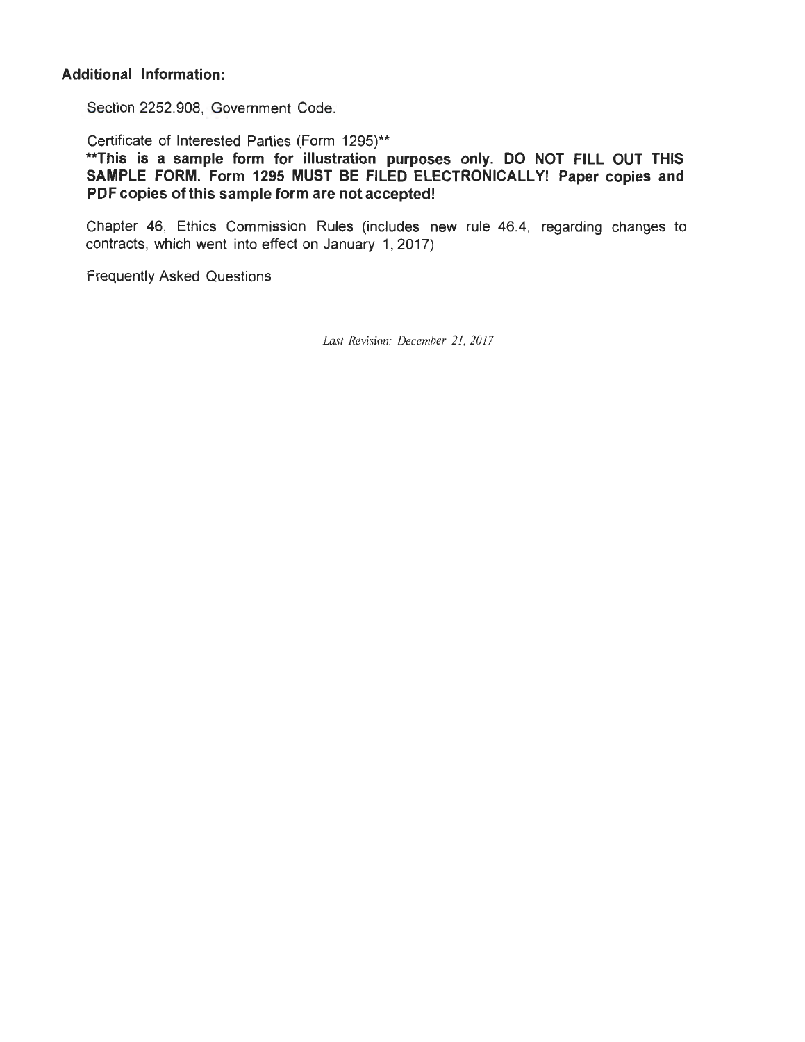**Additional Information:**

Section 2252.908, Government Code.

Certificate of Interested Parties (Form 1295)**
**\*\*This is a sample form for illustration purposes only. DO NOT FILL OUT THIS SAMPLE FORM. Form 1295 MUST BE FILED ELECTRONICALLY! Paper copies and PDF copies of this sample form are not accepted!**

Chapter 46, Ethics Commission Rules (includes new rule 46.4, regarding changes to contracts, which went into effect on January 1, 2017)

Frequently Asked Questions

*Last Revision: December 21, 2017*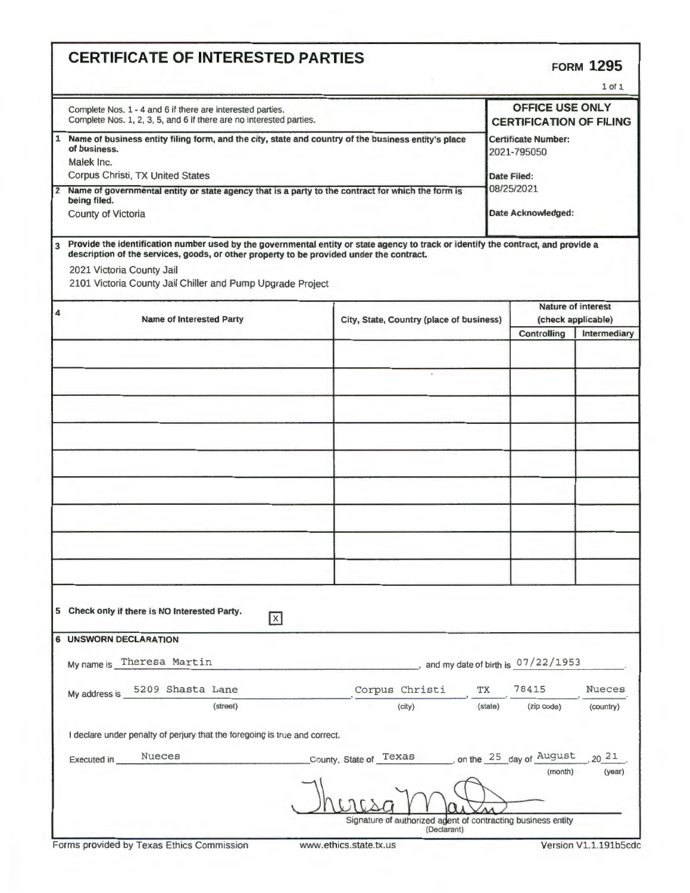# CERTIFICATE OF INTERESTED PARTIES

**FORM 1295**

1 of 1

| Complete Nos. 1 - 4 and 6 if there are interested parties.<br>Complete Nos. 1, 2, 3, 5, and 6 if there are no interested parties. | **OFFICE USE ONLY**<br>**CERTIFICATION OF FILING** |
|---|---|
| **1 Name of business entity filing form, and the city, state and country of the business entity's place of business.**<br>Malek Inc.<br>Corpus Christi, TX United States | **Certificate Number:**<br>2021-795050<br><br>**Date Filed:**<br>08/25/2021 |
| **2 Name of governmental entity or state agency that is a party to the contract for which the form is being filed.**<br>County of Victoria | **Date Acknowledged:** |

**3 Provide the identification number used by the governmental entity or state agency to track or identify the contract, and provide a description of the services, goods, or other property to be provided under the contract.**

2021 Victoria County Jail

2101 Victoria County Jail Chiller and Pump Upgrade Project

| 4 Name of Interested Party | City, State, Country (place of business) | Nature of interest (check applicable) | |
|---|---|---|---|
| | | Controlling | Intermediary |
| | | | |
| | | | |
| | | | |
| | | | |
| | | | |
| | | | |
| | | | |
| | | | |
| | | | |

**5 Check only if there is NO Interested Party.** [X]

**6 UNSWORN DECLARATION**

My name is Theresa Martin, and my date of birth is 07/22/1953.

My address is 5209 Shasta Lane, Corpus Christi, TX, 78415, Nueces.
(street) (city) (state) (zip code) (country)

I declare under penalty of perjury that the foregoing is true and correct.

Executed in Nueces County, State of Texas, on the 25 day of August, 2021.
(month) (year)

Theresa Martin

Signature of authorized agent of contracting business entity
(Declarant)

Forms provided by Texas Ethics Commission www.ethics.state.tx.us Version V1.1.191b5cdc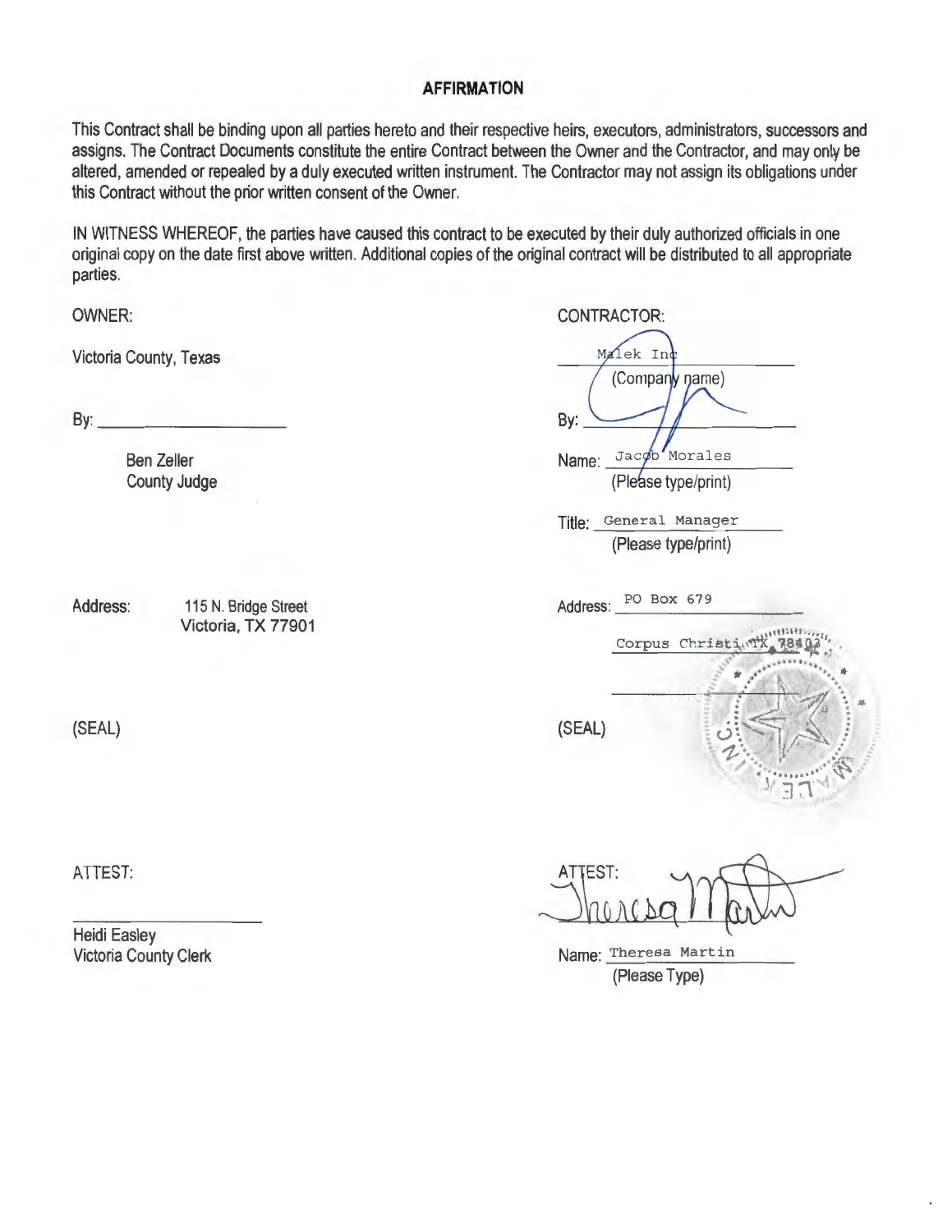## AFFIRMATION

This Contract shall be binding upon all parties hereto and their respective heirs, executors, administrators, successors and assigns. The Contract Documents constitute the entire Contract between the Owner and the Contractor, and may only be altered, amended or repealed by a duly executed written instrument. The Contractor may not assign its obligations under this Contract without the prior written consent of the Owner.

IN WITNESS WHEREOF, the parties have caused this contract to be executed by their duly authorized officials in one original copy on the date first above written. Additional copies of the original contract will be distributed to all appropriate parties.

OWNER:

Victoria County, Texas

By: ____________________

Ben Zeller
County Judge

Address: 115 N. Bridge Street
Victoria, TX 77901

(SEAL)

ATTEST:

____________________

Heidi Easley
Victoria County Clerk

CONTRACTOR:

Malek Inc
(Company name)

By: ____________________

Name: Jacob Morales
(Please type/print)

Title: General Manager
(Please type/print)

Address: PO Box 679

Corpus Christi, TX 78403

____________________

(SEAL)

ATTEST: ____________________

Name: Theresa Martin
(Please Type)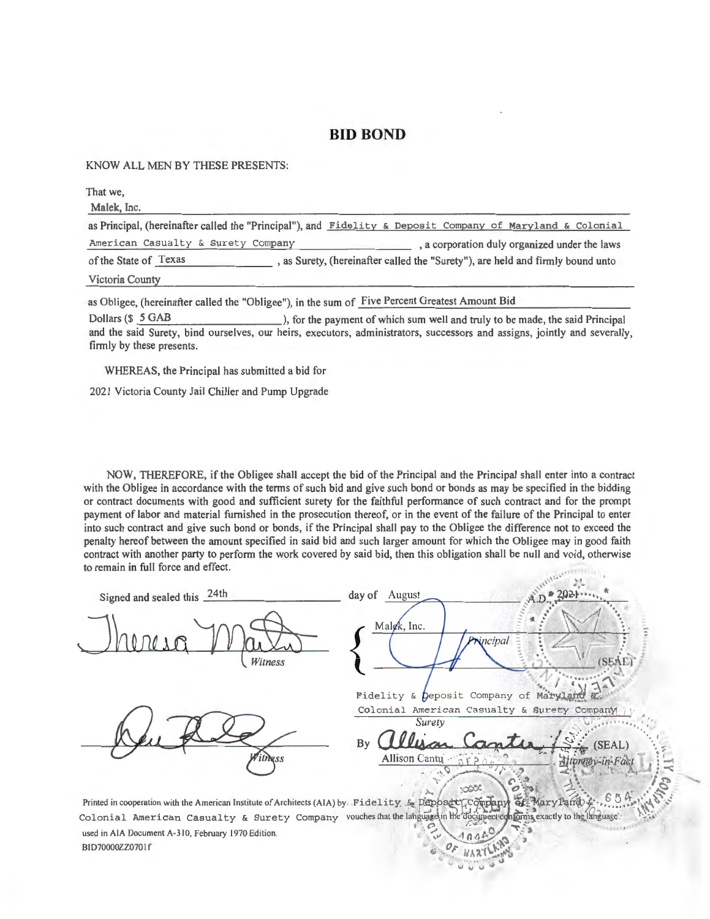# BID BOND

KNOW ALL MEN BY THESE PRESENTS:

That we,
Malek, Inc.
as Principal, (hereinafter called the "Principal"), and Fidelity & Deposit Company of Maryland & Colonial American Casualty & Surety Company, a corporation duly organized under the laws of the State of Texas, as Surety, (hereinafter called the "Surety"), are held and firmly bound unto
Victoria County
as Obligee, (hereinafter called the "Obligee"), in the sum of Five Percent Greatest Amount Bid Dollars ($ 5 GAB), for the payment of which sum well and truly to be made, the said Principal and the said Surety, bind ourselves, our heirs, executors, administrators, successors and assigns, jointly and severally, firmly by these presents.

WHEREAS, the Principal has submitted a bid for
2021 Victoria County Jail Chiller and Pump Upgrade

NOW, THEREFORE, if the Obligee shall accept the bid of the Principal and the Principal shall enter into a contract with the Obligee in accordance with the terms of such bid and give such bond or bonds as may be specified in the bidding or contract documents with good and sufficient surety for the faithful performance of such contract and for the prompt payment of labor and material furnished in the prosecution thereof, or in the event of the failure of the Principal to enter into such contract and give such bond or bonds, if the Principal shall pay to the Obligee the difference not to exceed the penalty hereof between the amount specified in said bid and such larger amount for which the Obligee may in good faith contract with another party to perform the work covered by said bid, then this obligation shall be null and void, otherwise to remain in full force and effect.

Signed and sealed this 24th day of August A.D. 2021

Malek, Inc.
Principal (SEAL)
Witness

Fidelity & Deposit Company of Maryland & Colonial American Casualty & Surety Company
Surety
By Allison Cantu (SEAL)
Allison Cantu, Attorney-in-Fact
Witness

Printed in cooperation with the American Institute of Architects (AIA) by Fidelity & Deposit Company of Maryland & Colonial American Casualty & Surety Company vouches that the language in the document conforms exactly to the language used in AIA Document A-310, February 1970 Edition.
BID70000ZZ0701f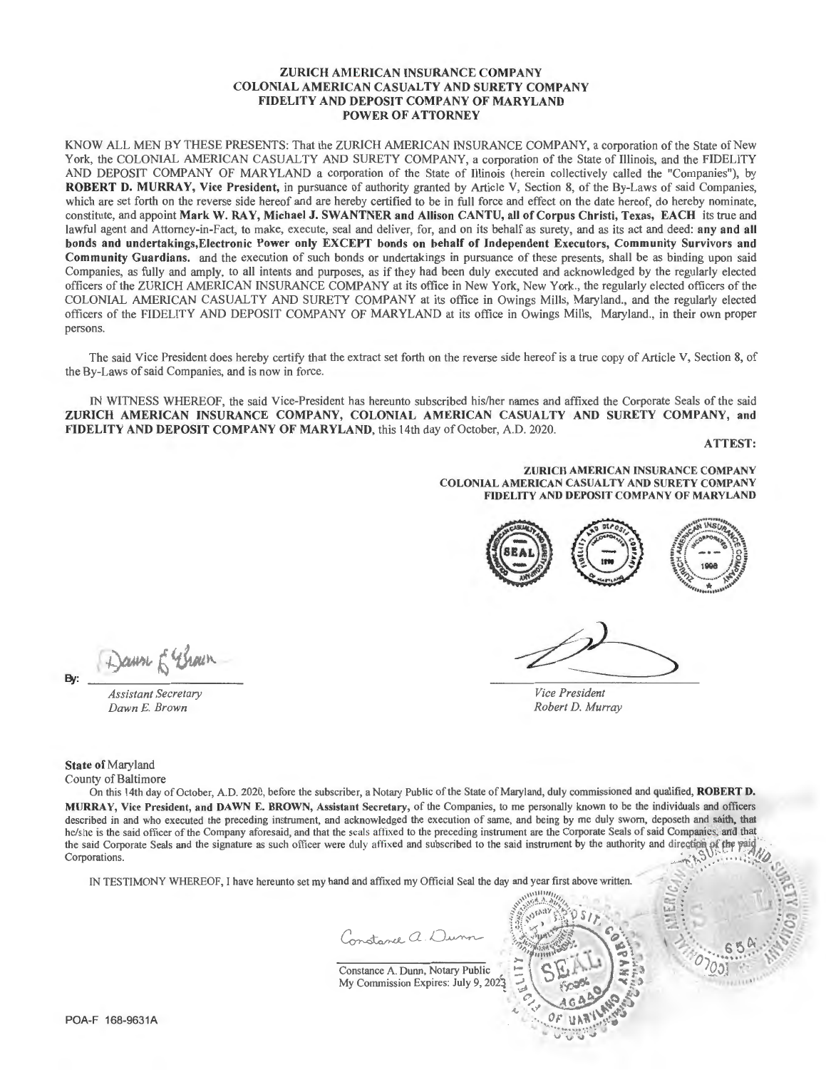**ZURICH AMERICAN INSURANCE COMPANY**
**COLONIAL AMERICAN CASUALTY AND SURETY COMPANY**
**FIDELITY AND DEPOSIT COMPANY OF MARYLAND**
**POWER OF ATTORNEY**

KNOW ALL MEN BY THESE PRESENTS: That the ZURICH AMERICAN INSURANCE COMPANY, a corporation of the State of New York, the COLONIAL AMERICAN CASUALTY AND SURETY COMPANY, a corporation of the State of Illinois, and the FIDELITY AND DEPOSIT COMPANY OF MARYLAND a corporation of the State of Illinois (herein collectively called the "Companies"), by **ROBERT D. MURRAY, Vice President,** in pursuance of authority granted by Article V, Section 8, of the By-Laws of said Companies, which are set forth on the reverse side hereof and are hereby certified to be in full force and effect on the date hereof, do hereby nominate, constitute, and appoint **Mark W. RAY, Michael J. SWANTNER and Allison CANTU, all of Corpus Christi, Texas, EACH** its true and lawful agent and Attorney-in-Fact, to make, execute, seal and deliver, for, and on its behalf as surety, and as its act and deed: **any and all bonds and undertakings,Electronic Power only EXCEPT bonds on behalf of Independent Executors, Community Survivors and Community Guardians.** and the execution of such bonds or undertakings in pursuance of these presents, shall be as binding upon said Companies, as fully and amply, to all intents and purposes, as if they had been duly executed and acknowledged by the regularly elected officers of the ZURICH AMERICAN INSURANCE COMPANY at its office in New York, New York., the regularly elected officers of the COLONIAL AMERICAN CASUALTY AND SURETY COMPANY at its office in Owings Mills, Maryland., and the regularly elected officers of the FIDELITY AND DEPOSIT COMPANY OF MARYLAND at its office in Owings Mills, Maryland., in their own proper persons.

The said Vice President does hereby certify that the extract set forth on the reverse side hereof is a true copy of Article V, Section 8, of the By-Laws of said Companies, and is now in force.

IN WITNESS WHEREOF, the said Vice-President has hereunto subscribed his/her names and affixed the Corporate Seals of the said **ZURICH AMERICAN INSURANCE COMPANY, COLONIAL AMERICAN CASUALTY AND SURETY COMPANY, and FIDELITY AND DEPOSIT COMPANY OF MARYLAND,** this 14th day of October, A.D. 2020.

**ATTEST:**

**ZURICH AMERICAN INSURANCE COMPANY**
**COLONIAL AMERICAN CASUALTY AND SURETY COMPANY**
**FIDELITY AND DEPOSIT COMPANY OF MARYLAND**

By: Dawn E. Brown
*Assistant Secretary*
*Dawn E. Brown*

*Vice President*
*Robert D. Murray*

**State of** Maryland
County of Baltimore

On this 14th day of October, A.D. 2020, before the subscriber, a Notary Public of the State of Maryland, duly commissioned and qualified, **ROBERT D. MURRAY, Vice President, and DAWN E. BROWN, Assistant Secretary,** of the Companies, to me personally known to be the individuals and officers described in and who executed the preceding instrument, and acknowledged the execution of same, and being by me duly sworn, deposeth and saith, that he/she is the said officer of the Company aforesaid, and that the seals affixed to the preceding instrument are the Corporate Seals of said Companies, and that the said Corporate Seals and the signature as such officer were duly affixed and subscribed to the said instrument by the authority and direction of the said Corporations.

IN TESTIMONY WHEREOF, I have hereunto set my hand and affixed my Official Seal the day and year first above written.

Constance A. Dunn

Constance A. Dunn, Notary Public
My Commission Expires: July 9, 2023

POA-F 168-9631A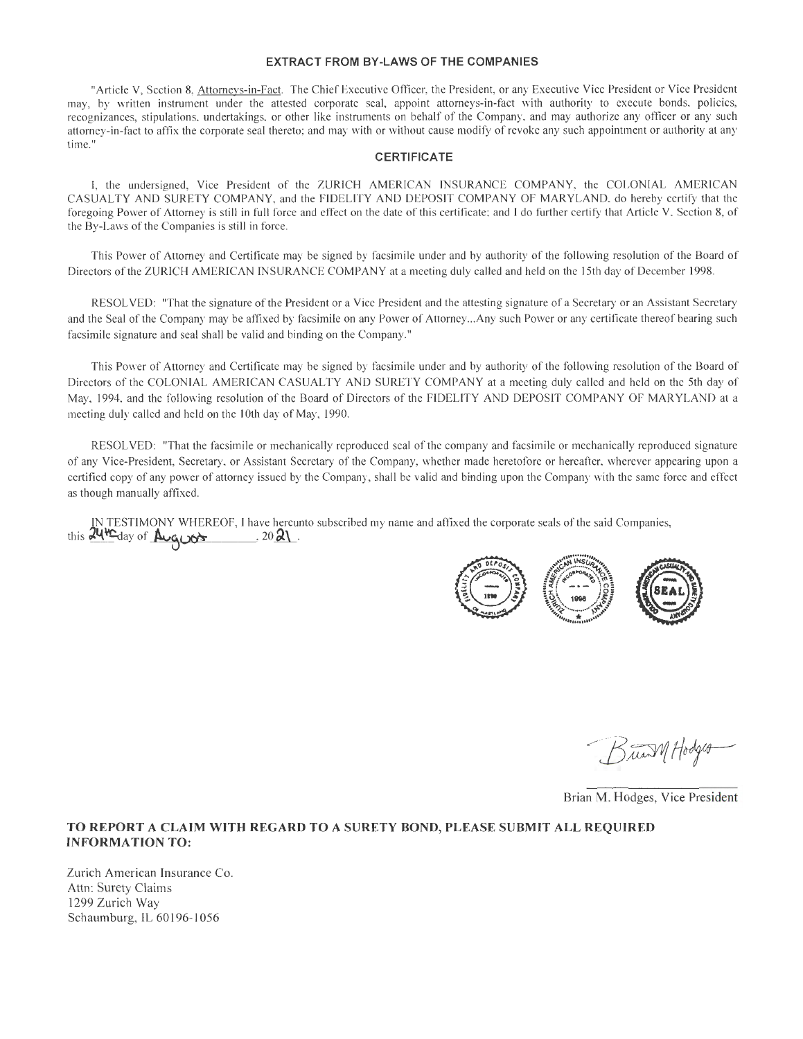## EXTRACT FROM BY-LAWS OF THE COMPANIES

"Article V, Section 8, Attorneys-in-Fact. The Chief Executive Officer, the President, or any Executive Vice President or Vice President may, by written instrument under the attested corporate seal, appoint attorneys-in-fact with authority to execute bonds, policies, recognizances, stipulations, undertakings, or other like instruments on behalf of the Company, and may authorize any officer or any such attorney-in-fact to affix the corporate seal thereto; and may with or without cause modify of revoke any such appointment or authority at any time."

## CERTIFICATE

I, the undersigned, Vice President of the ZURICH AMERICAN INSURANCE COMPANY, the COLONIAL AMERICAN CASUALTY AND SURETY COMPANY, and the FIDELITY AND DEPOSIT COMPANY OF MARYLAND, do hereby certify that the foregoing Power of Attorney is still in full force and effect on the date of this certificate; and I do further certify that Article V, Section 8, of the By-Laws of the Companies is still in force.

This Power of Attorney and Certificate may be signed by facsimile under and by authority of the following resolution of the Board of Directors of the ZURICH AMERICAN INSURANCE COMPANY at a meeting duly called and held on the 15th day of December 1998.

RESOLVED: "That the signature of the President or a Vice President and the attesting signature of a Secretary or an Assistant Secretary and the Seal of the Company may be affixed by facsimile on any Power of Attorney...Any such Power or any certificate thereof bearing such facsimile signature and seal shall be valid and binding on the Company."

This Power of Attorney and Certificate may be signed by facsimile under and by authority of the following resolution of the Board of Directors of the COLONIAL AMERICAN CASUALTY AND SURETY COMPANY at a meeting duly called and held on the 5th day of May, 1994, and the following resolution of the Board of Directors of the FIDELITY AND DEPOSIT COMPANY OF MARYLAND at a meeting duly called and held on the 10th day of May, 1990.

RESOLVED: "That the facsimile or mechanically reproduced seal of the company and facsimile or mechanically reproduced signature of any Vice-President, Secretary, or Assistant Secretary of the Company, whether made heretofore or hereafter, wherever appearing upon a certified copy of any power of attorney issued by the Company, shall be valid and binding upon the Company with the same force and effect as though manually affixed.

IN TESTIMONY WHEREOF, I have hereunto subscribed my name and affixed the corporate seals of the said Companies, this 24th day of August, 2021.

Brian M. Hodges, Vice President

**TO REPORT A CLAIM WITH REGARD TO A SURETY BOND, PLEASE SUBMIT ALL REQUIRED INFORMATION TO:**

Zurich American Insurance Co.
Attn: Surety Claims
1299 Zurich Way
Schaumburg, IL 60196-1056